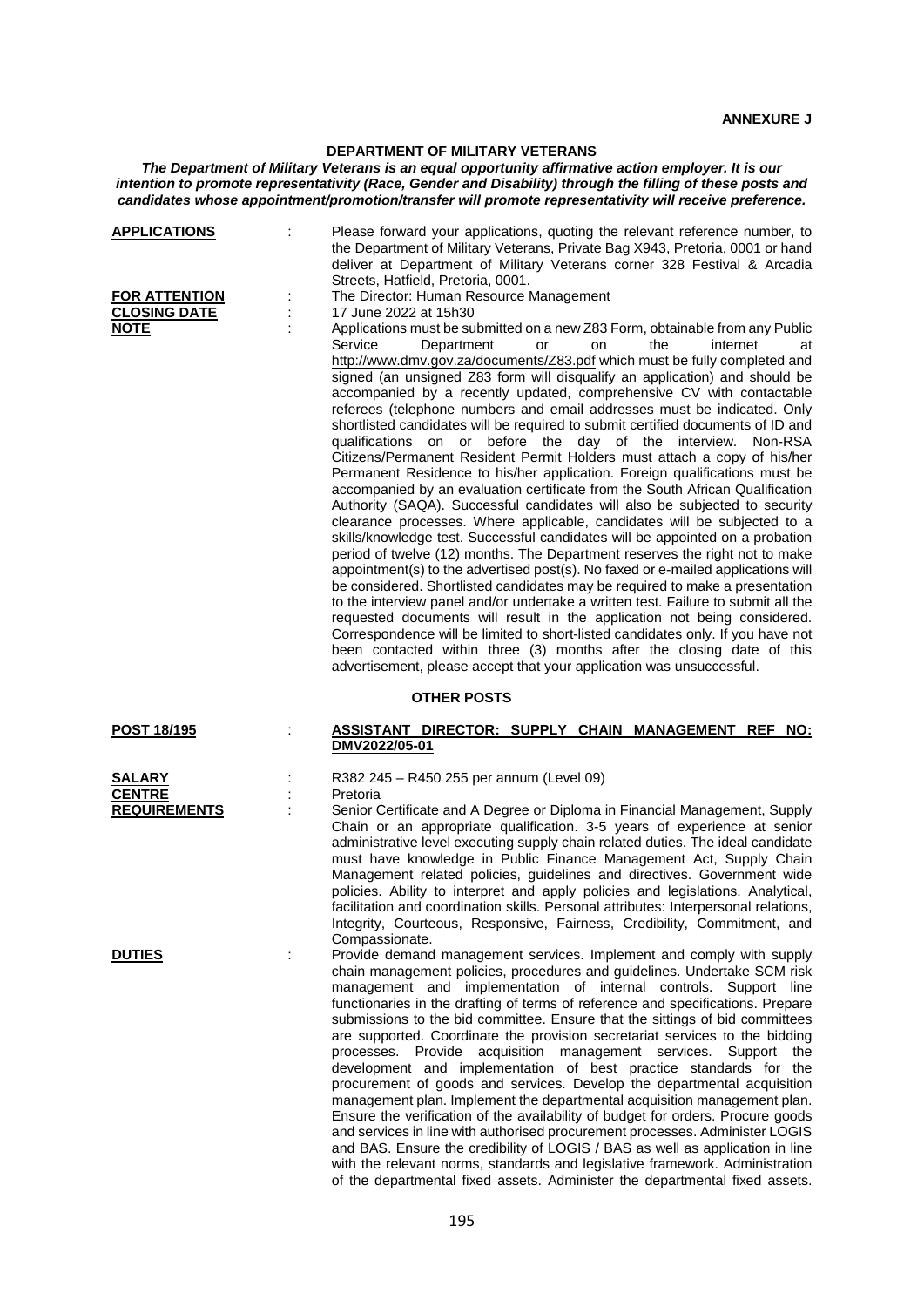**ANNEXURE J**

## DEPARTMENT OF MILITARY VETERANS

***The Department of Military Veterans is an equal opportunity affirmative action employer. It is our intention to promote representativity (Race, Gender and Disability) through the filling of these posts and candidates whose appointment/promotion/transfer will promote representativity will receive preference.***

**APPLICATIONS** : Please forward your applications, quoting the relevant reference number, to the Department of Military Veterans, Private Bag X943, Pretoria, 0001 or hand deliver at Department of Military Veterans corner 328 Festival & Arcadia Streets, Hatfield, Pretoria, 0001.

**FOR ATTENTION** : The Director: Human Resource Management

**CLOSING DATE** : 17 June 2022 at 15h30

**NOTE** : Applications must be submitted on a new Z83 Form, obtainable from any Public Service Department or on the internet at http://www.dmv.gov.za/documents/Z83.pdf which must be fully completed and signed (an unsigned Z83 form will disqualify an application) and should be accompanied by a recently updated, comprehensive CV with contactable referees (telephone numbers and email addresses must be indicated. Only shortlisted candidates will be required to submit certified documents of ID and qualifications on or before the day of the interview. Non-RSA Citizens/Permanent Resident Permit Holders must attach a copy of his/her Permanent Residence to his/her application. Foreign qualifications must be accompanied by an evaluation certificate from the South African Qualification Authority (SAQA). Successful candidates will also be subjected to security clearance processes. Where applicable, candidates will be subjected to a skills/knowledge test. Successful candidates will be appointed on a probation period of twelve (12) months. The Department reserves the right not to make appointment(s) to the advertised post(s). No faxed or e-mailed applications will be considered. Shortlisted candidates may be required to make a presentation to the interview panel and/or undertake a written test. Failure to submit all the requested documents will result in the application not being considered. Correspondence will be limited to short-listed candidates only. If you have not been contacted within three (3) months after the closing date of this advertisement, please accept that your application was unsuccessful.

### OTHER POSTS

**POST 18/195** : **ASSISTANT DIRECTOR: SUPPLY CHAIN MANAGEMENT REF NO: DMV2022/05-01**

**SALARY** : R382 245 – R450 255 per annum (Level 09)

**CENTRE** : Pretoria

**REQUIREMENTS** : Senior Certificate and A Degree or Diploma in Financial Management, Supply Chain or an appropriate qualification. 3-5 years of experience at senior administrative level executing supply chain related duties. The ideal candidate must have knowledge in Public Finance Management Act, Supply Chain Management related policies, guidelines and directives. Government wide policies. Ability to interpret and apply policies and legislations. Analytical, facilitation and coordination skills. Personal attributes: Interpersonal relations, Integrity, Courteous, Responsive, Fairness, Credibility, Commitment, and Compassionate.

**DUTIES** : Provide demand management services. Implement and comply with supply chain management policies, procedures and guidelines. Undertake SCM risk management and implementation of internal controls. Support line functionaries in the drafting of terms of reference and specifications. Prepare submissions to the bid committee. Ensure that the sittings of bid committees are supported. Coordinate the provision secretariat services to the bidding processes. Provide acquisition management services. Support the development and implementation of best practice standards for the procurement of goods and services. Develop the departmental acquisition management plan. Implement the departmental acquisition management plan. Ensure the verification of the availability of budget for orders. Procure goods and services in line with authorised procurement processes. Administer LOGIS and BAS. Ensure the credibility of LOGIS / BAS as well as application in line with the relevant norms, standards and legislative framework. Administration of the departmental fixed assets. Administer the departmental fixed assets.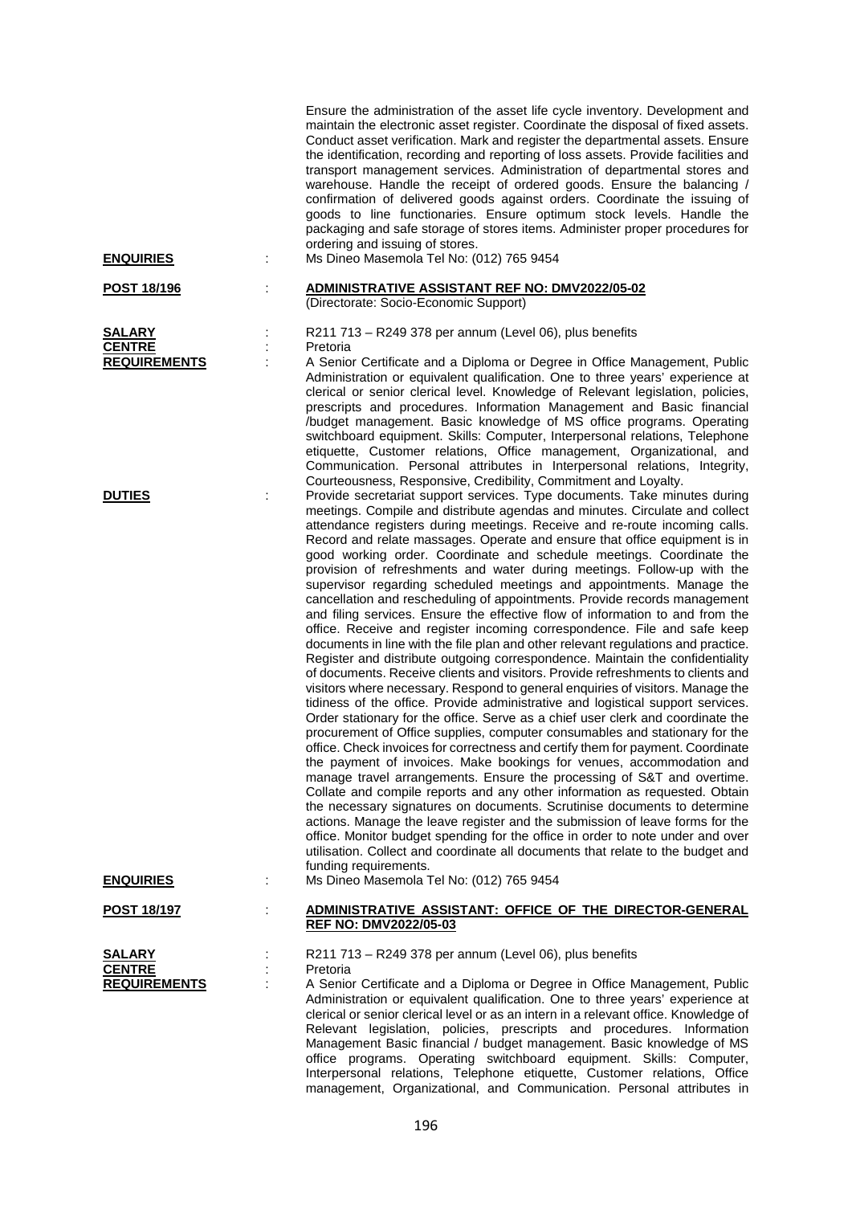Ensure the administration of the asset life cycle inventory. Development and maintain the electronic asset register. Coordinate the disposal of fixed assets. Conduct asset verification. Mark and register the departmental assets. Ensure the identification, recording and reporting of loss assets. Provide facilities and transport management services. Administration of departmental stores and warehouse. Handle the receipt of ordered goods. Ensure the balancing / confirmation of delivered goods against orders. Coordinate the issuing of goods to line functionaries. Ensure optimum stock levels. Handle the packaging and safe storage of stores items. Administer proper procedures for ordering and issuing of stores.

**ENQUIRIES** : Ms Dineo Masemola Tel No: (012) 765 9454

**POST 18/196** : **ADMINISTRATIVE ASSISTANT REF NO: DMV2022/05-02**
(Directorate: Socio-Economic Support)

**SALARY** : R211 713 – R249 378 per annum (Level 06), plus benefits

**CENTRE** : Pretoria

**REQUIREMENTS** : A Senior Certificate and a Diploma or Degree in Office Management, Public Administration or equivalent qualification. One to three years' experience at clerical or senior clerical level. Knowledge of Relevant legislation, policies, prescripts and procedures. Information Management and Basic financial /budget management. Basic knowledge of MS office programs. Operating switchboard equipment. Skills: Computer, Interpersonal relations, Telephone etiquette, Customer relations, Office management, Organizational, and Communication. Personal attributes in Interpersonal relations, Integrity, Courteousness, Responsive, Credibility, Commitment and Loyalty.

**DUTIES** : Provide secretariat support services. Type documents. Take minutes during meetings. Compile and distribute agendas and minutes. Circulate and collect attendance registers during meetings. Receive and re-route incoming calls. Record and relate massages. Operate and ensure that office equipment is in good working order. Coordinate and schedule meetings. Coordinate the provision of refreshments and water during meetings. Follow-up with the supervisor regarding scheduled meetings and appointments. Manage the cancellation and rescheduling of appointments. Provide records management and filing services. Ensure the effective flow of information to and from the office. Receive and register incoming correspondence. File and safe keep documents in line with the file plan and other relevant regulations and practice. Register and distribute outgoing correspondence. Maintain the confidentiality of documents. Receive clients and visitors. Provide refreshments to clients and visitors where necessary. Respond to general enquiries of visitors. Manage the tidiness of the office. Provide administrative and logistical support services. Order stationary for the office. Serve as a chief user clerk and coordinate the procurement of Office supplies, computer consumables and stationary for the office. Check invoices for correctness and certify them for payment. Coordinate the payment of invoices. Make bookings for venues, accommodation and manage travel arrangements. Ensure the processing of S&T and overtime. Collate and compile reports and any other information as requested. Obtain the necessary signatures on documents. Scrutinise documents to determine actions. Manage the leave register and the submission of leave forms for the office. Monitor budget spending for the office in order to note under and over utilisation. Collect and coordinate all documents that relate to the budget and funding requirements.

**ENQUIRIES** : Ms Dineo Masemola Tel No: (012) 765 9454

**POST 18/197** : **ADMINISTRATIVE ASSISTANT: OFFICE OF THE DIRECTOR-GENERAL REF NO: DMV2022/05-03**

**SALARY** : R211 713 – R249 378 per annum (Level 06), plus benefits

**CENTRE** : Pretoria

**REQUIREMENTS** : A Senior Certificate and a Diploma or Degree in Office Management, Public Administration or equivalent qualification. One to three years' experience at clerical or senior clerical level or as an intern in a relevant office. Knowledge of Relevant legislation, policies, prescripts and procedures. Information Management Basic financial / budget management. Basic knowledge of MS office programs. Operating switchboard equipment. Skills: Computer, Interpersonal relations, Telephone etiquette, Customer relations, Office management, Organizational, and Communication. Personal attributes in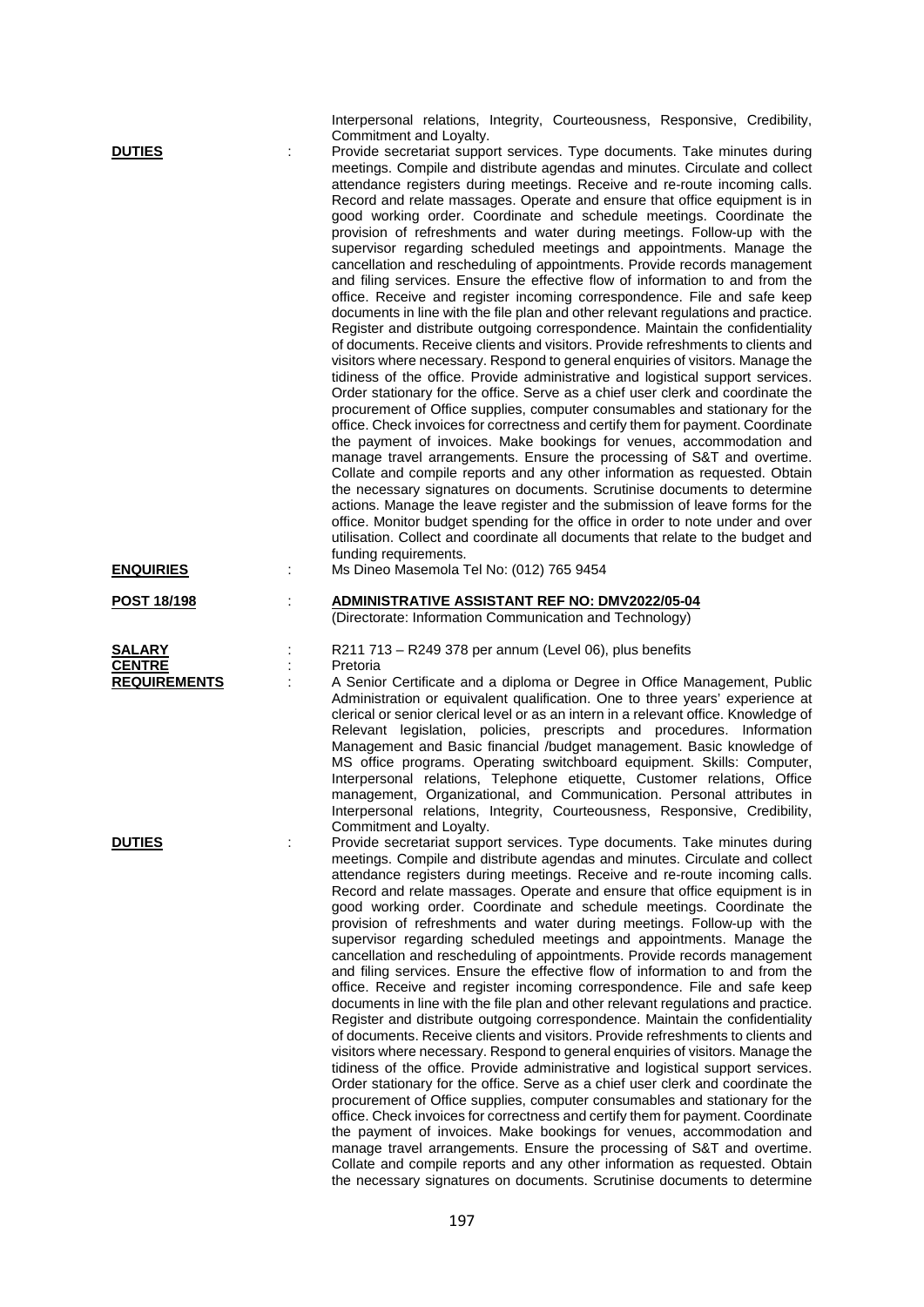Interpersonal relations, Integrity, Courteousness, Responsive, Credibility, Commitment and Loyalty.

**DUTIES** : Provide secretariat support services. Type documents. Take minutes during meetings. Compile and distribute agendas and minutes. Circulate and collect attendance registers during meetings. Receive and re-route incoming calls. Record and relate massages. Operate and ensure that office equipment is in good working order. Coordinate and schedule meetings. Coordinate the provision of refreshments and water during meetings. Follow-up with the supervisor regarding scheduled meetings and appointments. Manage the cancellation and rescheduling of appointments. Provide records management and filing services. Ensure the effective flow of information to and from the office. Receive and register incoming correspondence. File and safe keep documents in line with the file plan and other relevant regulations and practice. Register and distribute outgoing correspondence. Maintain the confidentiality of documents. Receive clients and visitors. Provide refreshments to clients and visitors where necessary. Respond to general enquiries of visitors. Manage the tidiness of the office. Provide administrative and logistical support services. Order stationary for the office. Serve as a chief user clerk and coordinate the procurement of Office supplies, computer consumables and stationary for the office. Check invoices for correctness and certify them for payment. Coordinate the payment of invoices. Make bookings for venues, accommodation and manage travel arrangements. Ensure the processing of S&T and overtime. Collate and compile reports and any other information as requested. Obtain the necessary signatures on documents. Scrutinise documents to determine actions. Manage the leave register and the submission of leave forms for the office. Monitor budget spending for the office in order to note under and over utilisation. Collect and coordinate all documents that relate to the budget and funding requirements.

**ENQUIRIES** : Ms Dineo Masemola Tel No: (012) 765 9454

**POST 18/198** : **ADMINISTRATIVE ASSISTANT REF NO: DMV2022/05-04**
(Directorate: Information Communication and Technology)

**SALARY** : R211 713 – R249 378 per annum (Level 06), plus benefits

**CENTRE** : Pretoria

**REQUIREMENTS** : A Senior Certificate and a diploma or Degree in Office Management, Public Administration or equivalent qualification. One to three years' experience at clerical or senior clerical level or as an intern in a relevant office. Knowledge of Relevant legislation, policies, prescripts and procedures. Information Management and Basic financial /budget management. Basic knowledge of MS office programs. Operating switchboard equipment. Skills: Computer, Interpersonal relations, Telephone etiquette, Customer relations, Office management, Organizational, and Communication. Personal attributes in Interpersonal relations, Integrity, Courteousness, Responsive, Credibility, Commitment and Loyalty.

**DUTIES** : Provide secretariat support services. Type documents. Take minutes during meetings. Compile and distribute agendas and minutes. Circulate and collect attendance registers during meetings. Receive and re-route incoming calls. Record and relate massages. Operate and ensure that office equipment is in good working order. Coordinate and schedule meetings. Coordinate the provision of refreshments and water during meetings. Follow-up with the supervisor regarding scheduled meetings and appointments. Manage the cancellation and rescheduling of appointments. Provide records management and filing services. Ensure the effective flow of information to and from the office. Receive and register incoming correspondence. File and safe keep documents in line with the file plan and other relevant regulations and practice. Register and distribute outgoing correspondence. Maintain the confidentiality of documents. Receive clients and visitors. Provide refreshments to clients and visitors where necessary. Respond to general enquiries of visitors. Manage the tidiness of the office. Provide administrative and logistical support services. Order stationary for the office. Serve as a chief user clerk and coordinate the procurement of Office supplies, computer consumables and stationary for the office. Check invoices for correctness and certify them for payment. Coordinate the payment of invoices. Make bookings for venues, accommodation and manage travel arrangements. Ensure the processing of S&T and overtime. Collate and compile reports and any other information as requested. Obtain the necessary signatures on documents. Scrutinise documents to determine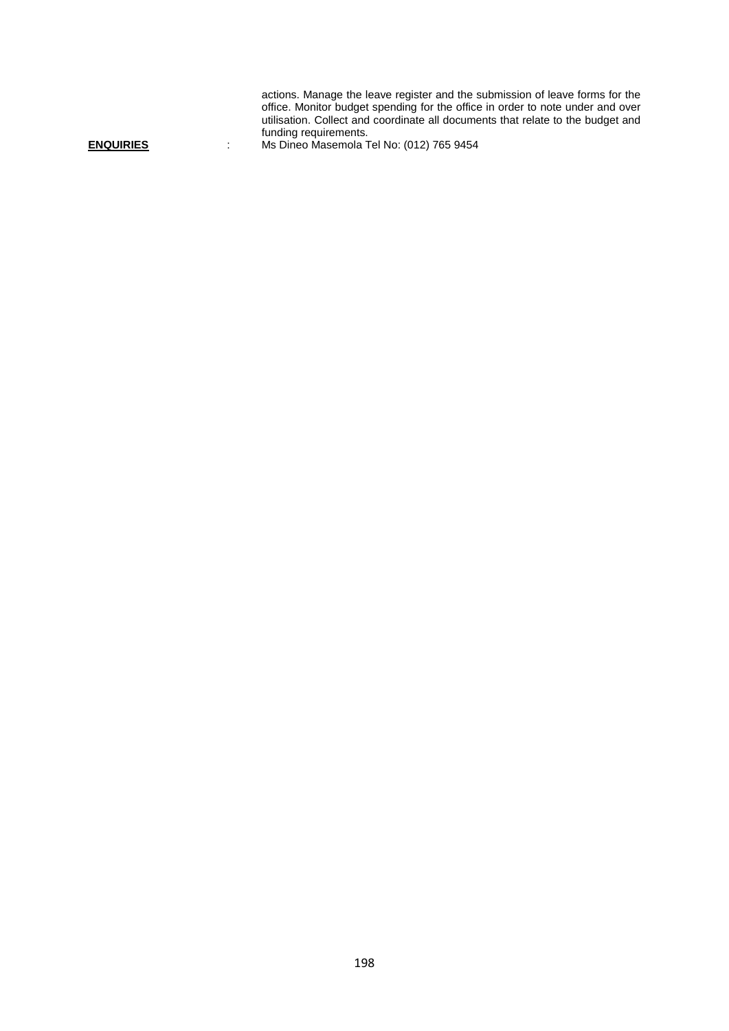actions. Manage the leave register and the submission of leave forms for the office. Monitor budget spending for the office in order to note under and over utilisation. Collect and coordinate all documents that relate to the budget and funding requirements.

**ENQUIRIES** : Ms Dineo Masemola Tel No: (012) 765 9454